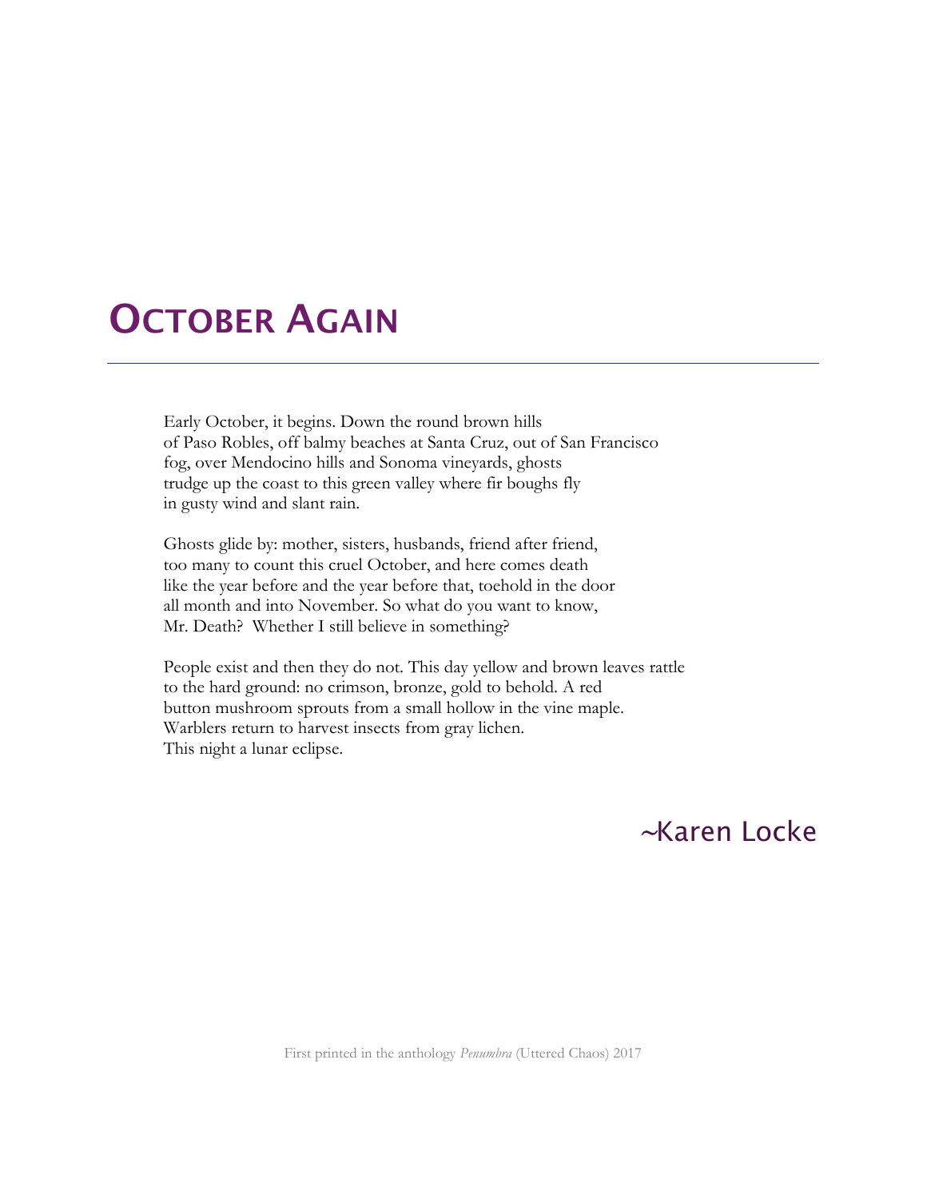# OCTOBER AGAIN

---

Early October, it begins. Down the round brown hills  
of Paso Robles, off balmy beaches at Santa Cruz, out of San Francisco  
fog, over Mendocino hills and Sonoma vineyards, ghosts  
trudge up the coast to this green valley where fir boughs fly  
in gusty wind and slant rain.

Ghosts glide by: mother, sisters, husbands, friend after friend,  
too many to count this cruel October, and here comes death  
like the year before and the year before that, toehold in the door  
all month and into November. So what do you want to know,  
Mr. Death?  Whether I still believe in something?

People exist and then they do not. This day yellow and brown leaves rattle  
to the hard ground: no crimson, bronze, gold to behold. A red  
button mushroom sprouts from a small hollow in the vine maple.  
Warblers return to harvest insects from gray lichen.  
This night a lunar eclipse.

~Karen Locke

First printed in the anthology *Penumbra* (Uttered Chaos) 2017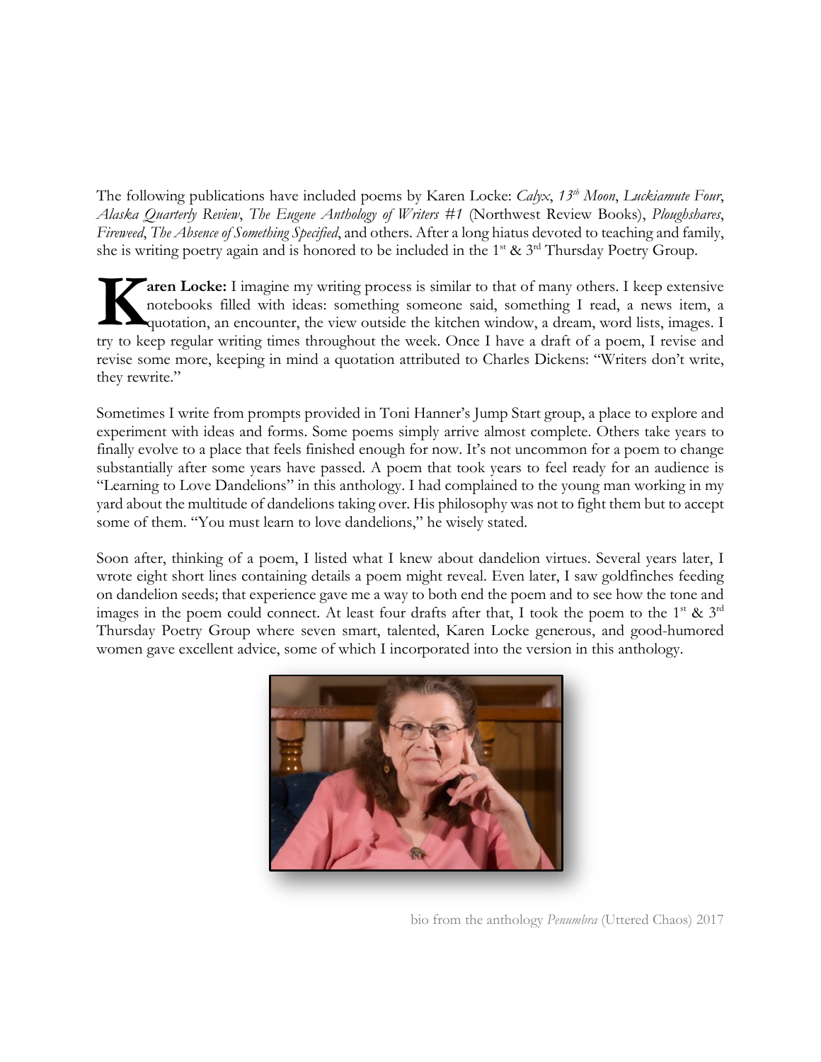The following publications have included poems by Karen Locke: *Calyx*, *13th Moon*, *Luckiamute Four*, *Alaska Quarterly Review*, *The Eugene Anthology of Writers #1* (Northwest Review Books), *Ploughshares*, *Fireweed*, *The Absence of Something Specified*, and others. After a long hiatus devoted to teaching and family, she is writing poetry again and is honored to be included in the 1st & 3rd Thursday Poetry Group.

**Karen Locke:** I imagine my writing process is similar to that of many others. I keep extensive notebooks filled with ideas: something someone said, something I read, a news item, a quotation, an encounter, the view outside the kitchen window, a dream, word lists, images. I try to keep regular writing times throughout the week. Once I have a draft of a poem, I revise and revise some more, keeping in mind a quotation attributed to Charles Dickens: "Writers don't write, they rewrite."

Sometimes I write from prompts provided in Toni Hanner's Jump Start group, a place to explore and experiment with ideas and forms. Some poems simply arrive almost complete. Others take years to finally evolve to a place that feels finished enough for now. It's not uncommon for a poem to change substantially after some years have passed. A poem that took years to feel ready for an audience is "Learning to Love Dandelions" in this anthology. I had complained to the young man working in my yard about the multitude of dandelions taking over. His philosophy was not to fight them but to accept some of them. "You must learn to love dandelions," he wisely stated.

Soon after, thinking of a poem, I listed what I knew about dandelion virtues. Several years later, I wrote eight short lines containing details a poem might reveal. Even later, I saw goldfinches feeding on dandelion seeds; that experience gave me a way to both end the poem and to see how the tone and images in the poem could connect. At least four drafts after that, I took the poem to the 1st & 3rd Thursday Poetry Group where seven smart, talented, Karen Locke generous, and good-humored women gave excellent advice, some of which I incorporated into the version in this anthology.

bio from the anthology *Penumbra* (Uttered Chaos) 2017